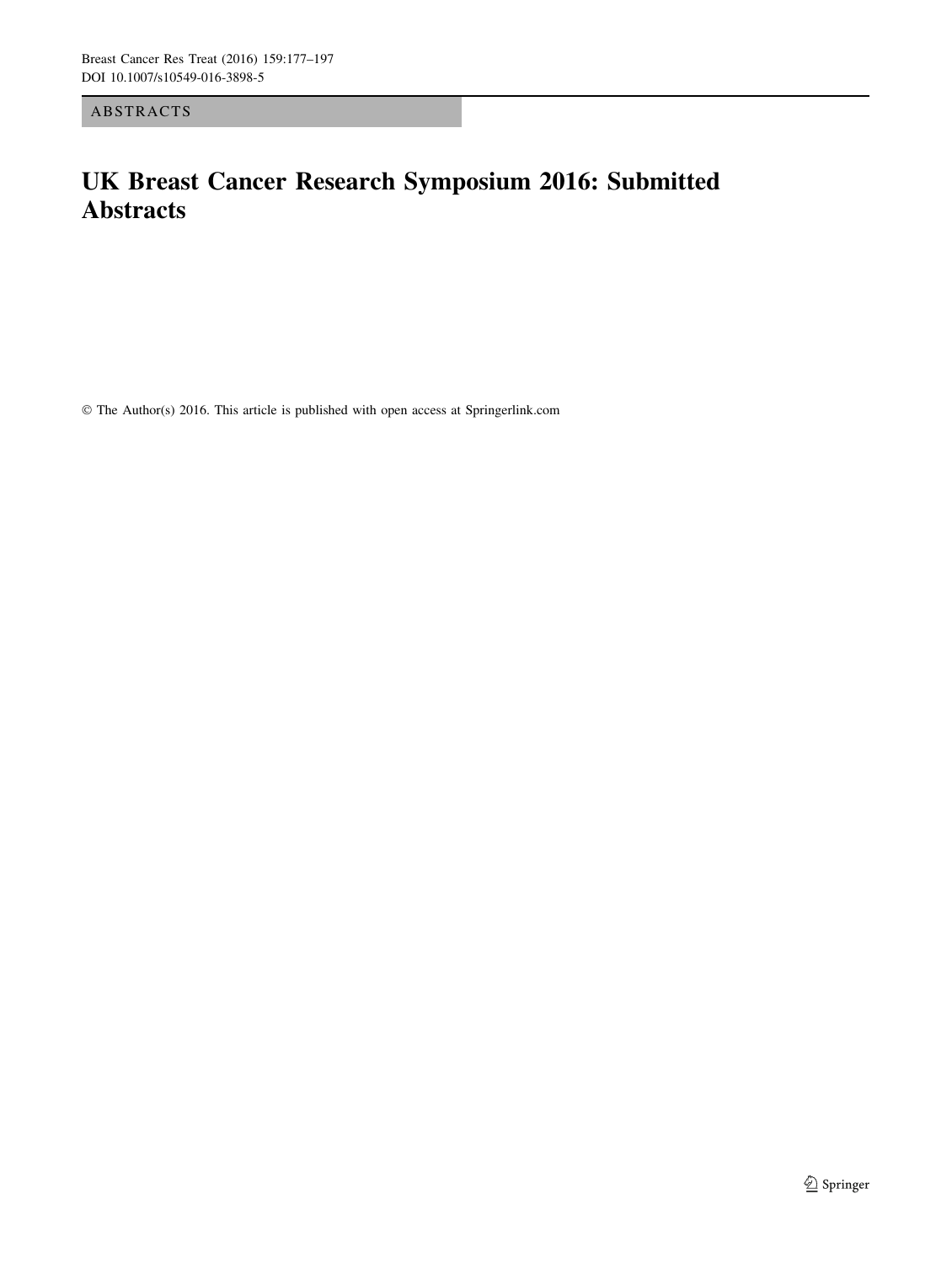ABSTRACTS

# UK Breast Cancer Research Symposium 2016: Submitted Abstracts

© The Author(s) 2016. This article is published with open access at Springerlink.com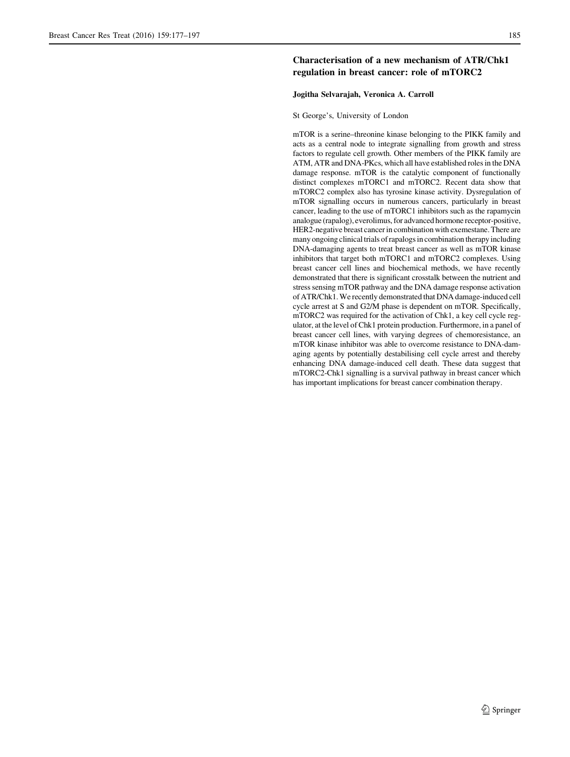## Characterisation of a new mechanism of ATR/Chk1 regulation in breast cancer: role of mTORC2

**Jogitha Selvarajah, Veronica A. Carroll**

St George's, University of London

mTOR is a serine–threonine kinase belonging to the PIKK family and acts as a central node to integrate signalling from growth and stress factors to regulate cell growth. Other members of the PIKK family are ATM, ATR and DNA-PKcs, which all have established roles in the DNA damage response. mTOR is the catalytic component of functionally distinct complexes mTORC1 and mTORC2. Recent data show that mTORC2 complex also has tyrosine kinase activity. Dysregulation of mTOR signalling occurs in numerous cancers, particularly in breast cancer, leading to the use of mTORC1 inhibitors such as the rapamycin analogue (rapalog), everolimus, for advanced hormone receptor-positive, HER2-negative breast cancer in combination with exemestane. There are many ongoing clinical trials of rapalogs in combination therapy including DNA-damaging agents to treat breast cancer as well as mTOR kinase inhibitors that target both mTORC1 and mTORC2 complexes. Using breast cancer cell lines and biochemical methods, we have recently demonstrated that there is significant crosstalk between the nutrient and stress sensing mTOR pathway and the DNA damage response activation of ATR/Chk1. We recently demonstrated that DNA damage-induced cell cycle arrest at S and G2/M phase is dependent on mTOR. Specifically, mTORC2 was required for the activation of Chk1, a key cell cycle regulator, at the level of Chk1 protein production. Furthermore, in a panel of breast cancer cell lines, with varying degrees of chemoresistance, an mTOR kinase inhibitor was able to overcome resistance to DNA-damaging agents by potentially destabilising cell cycle arrest and thereby enhancing DNA damage-induced cell death. These data suggest that mTORC2-Chk1 signalling is a survival pathway in breast cancer which has important implications for breast cancer combination therapy.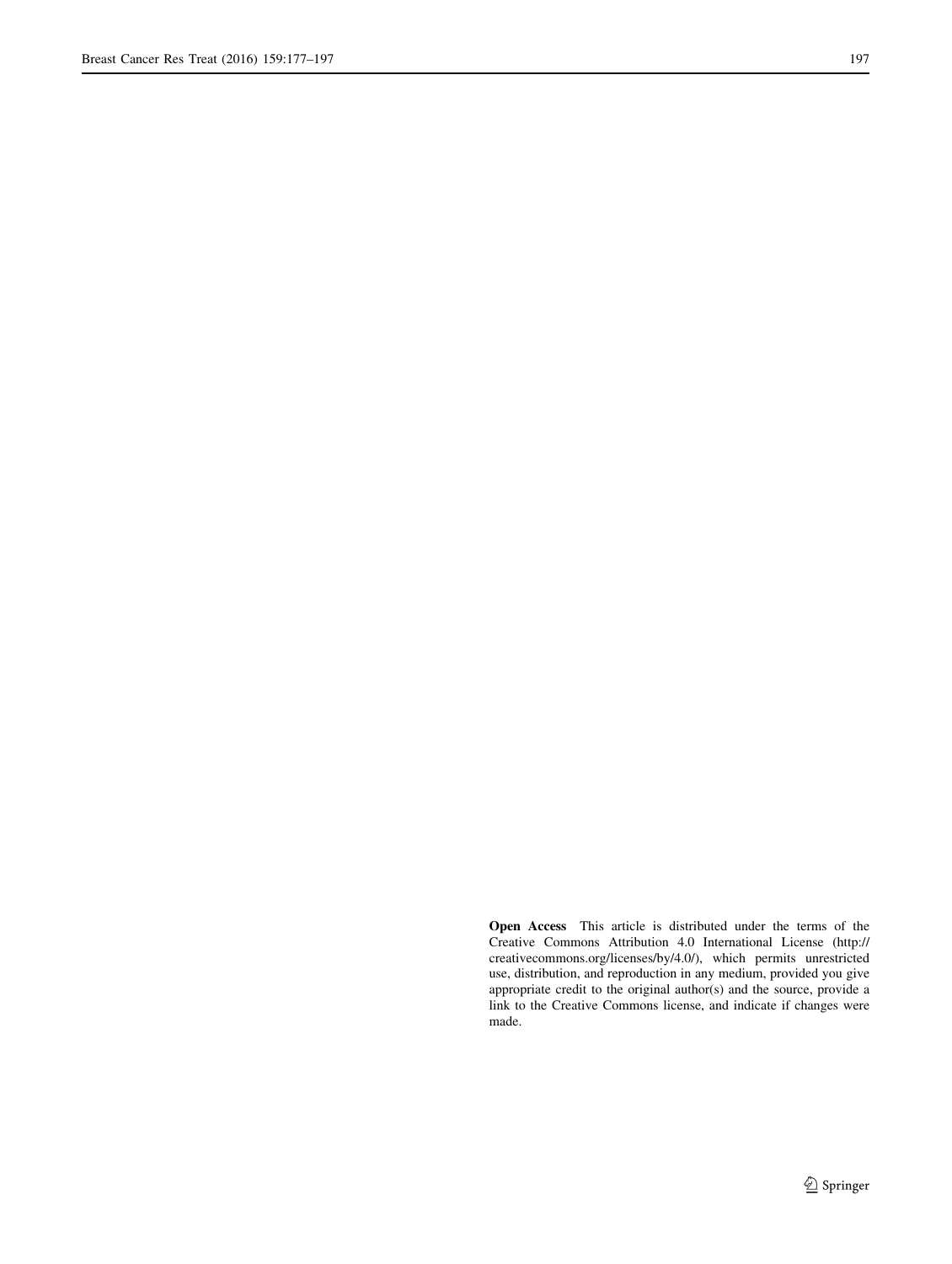**Open Access** This article is distributed under the terms of the Creative Commons Attribution 4.0 International License (http://creativecommons.org/licenses/by/4.0/), which permits unrestricted use, distribution, and reproduction in any medium, provided you give appropriate credit to the original author(s) and the source, provide a link to the Creative Commons license, and indicate if changes were made.